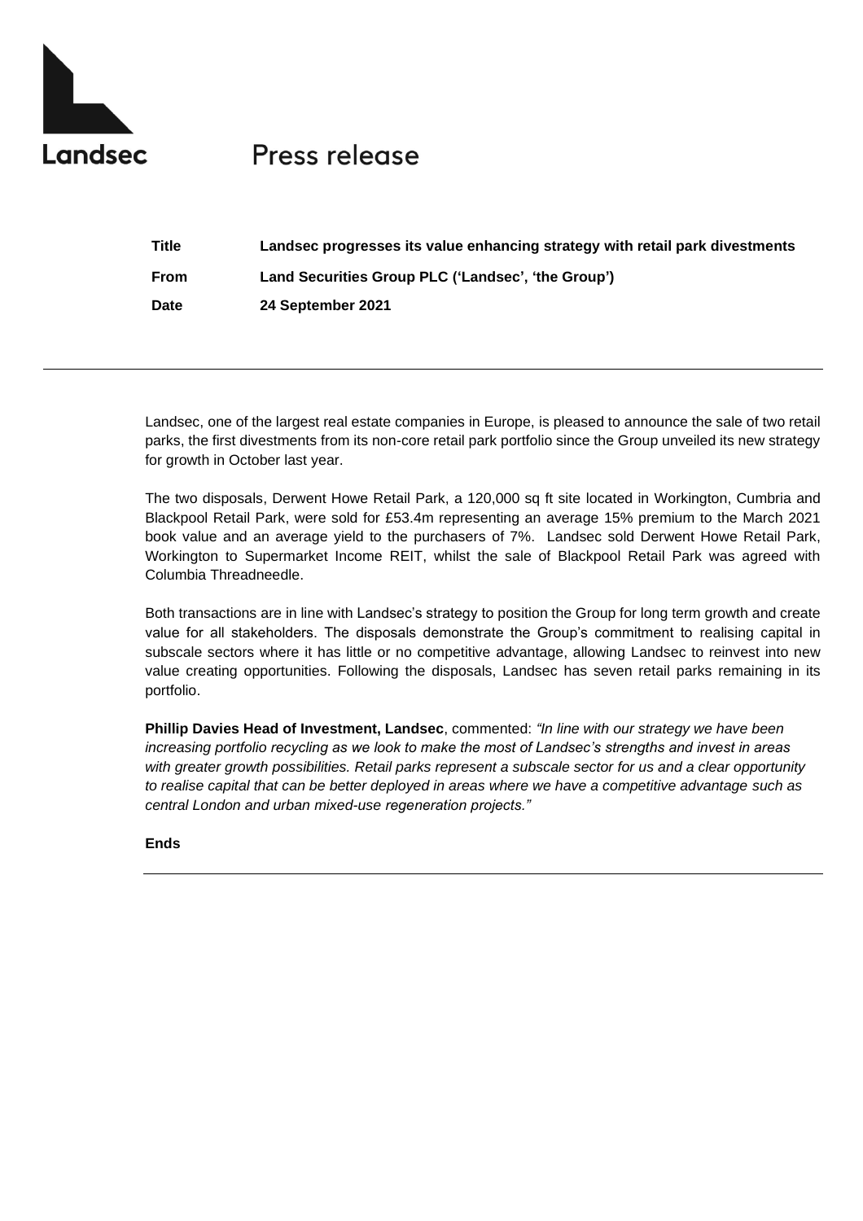Landsec

# Press release

| | |
|---|---|
| **Title** | **Landsec progresses its value enhancing strategy with retail park divestments** |
| **From** | **Land Securities Group PLC ('Landsec', 'the Group')** |
| **Date** | **24 September 2021** |

---

Landsec, one of the largest real estate companies in Europe, is pleased to announce the sale of two retail parks, the first divestments from its non-core retail park portfolio since the Group unveiled its new strategy for growth in October last year.

The two disposals, Derwent Howe Retail Park, a 120,000 sq ft site located in Workington, Cumbria and Blackpool Retail Park, were sold for £53.4m representing an average 15% premium to the March 2021 book value and an average yield to the purchasers of 7%. Landsec sold Derwent Howe Retail Park, Workington to Supermarket Income REIT, whilst the sale of Blackpool Retail Park was agreed with Columbia Threadneedle.

Both transactions are in line with Landsec's strategy to position the Group for long term growth and create value for all stakeholders. The disposals demonstrate the Group's commitment to realising capital in subscale sectors where it has little or no competitive advantage, allowing Landsec to reinvest into new value creating opportunities. Following the disposals, Landsec has seven retail parks remaining in its portfolio.

**Phillip Davies Head of Investment, Landsec**, commented: *"In line with our strategy we have been increasing portfolio recycling as we look to make the most of Landsec's strengths and invest in areas with greater growth possibilities. Retail parks represent a subscale sector for us and a clear opportunity to realise capital that can be better deployed in areas where we have a competitive advantage such as central London and urban mixed-use regeneration projects."*

**Ends**

---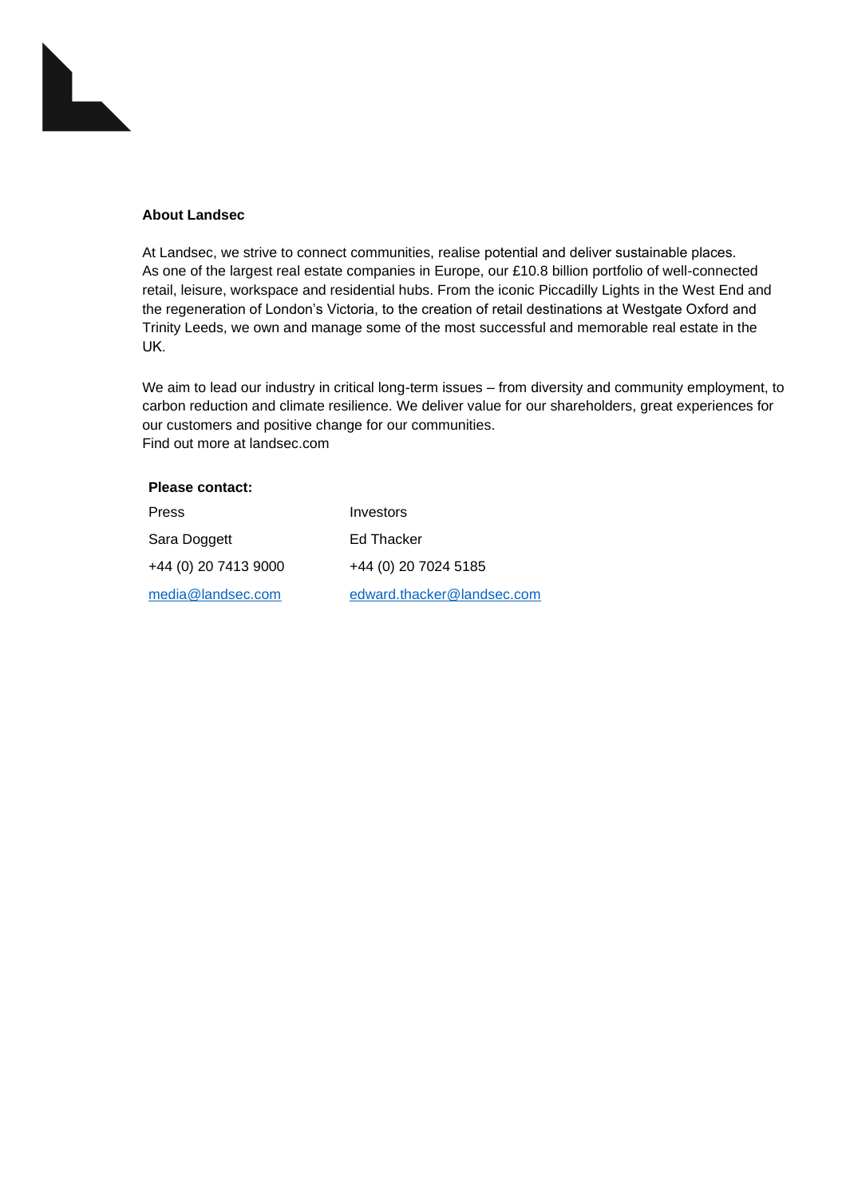**About Landsec**

At Landsec, we strive to connect communities, realise potential and deliver sustainable places. As one of the largest real estate companies in Europe, our £10.8 billion portfolio of well-connected retail, leisure, workspace and residential hubs. From the iconic Piccadilly Lights in the West End and the regeneration of London's Victoria, to the creation of retail destinations at Westgate Oxford and Trinity Leeds, we own and manage some of the most successful and memorable real estate in the UK.

We aim to lead our industry in critical long-term issues – from diversity and community employment, to carbon reduction and climate resilience. We deliver value for our shareholders, great experiences for our customers and positive change for our communities.
Find out more at landsec.com

**Please contact:**

| | |
|---|---|
| Press | Investors |
| Sara Doggett | Ed Thacker |
| +44 (0) 20 7413 9000 | +44 (0) 20 7024 5185 |
| media@landsec.com | edward.thacker@landsec.com |